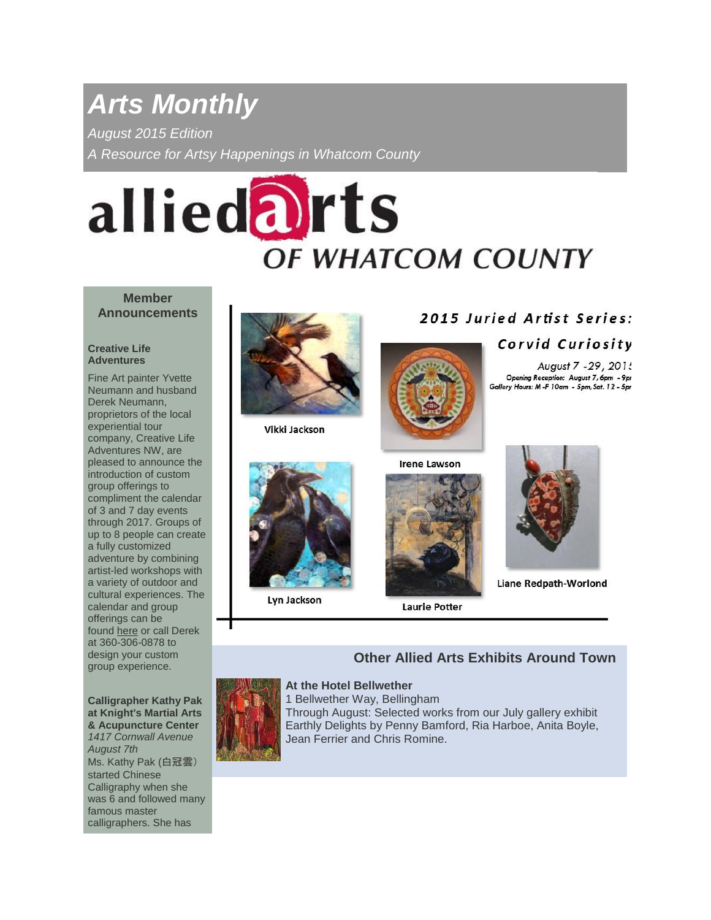# Arts Monthly

*August 2015 Edition*

*A Resource for Artsy Happenings in Whatcom County*

allied arts OF WHATCOM COUNTY

## Member Announcements

**Creative Life Adventures**

Fine Art painter Yvette Neumann and husband Derek Neumann, proprietors of the local experiential tour company, Creative Life Adventures NW, are pleased to announce the introduction of custom group offerings to compliment the calendar of 3 and 7 day events through 2017. Groups of up to 8 people can create a fully customized adventure by combining artist-led workshops with a variety of outdoor and cultural experiences. The calendar and group offerings can be found here or call Derek at 360-306-0878 to design your custom group experience.

**Calligrapher Kathy Pak at Knight's Martial Arts & Acupuncture Center**

*1417 Cornwall Avenue*

*August 7th*

Ms. Kathy Pak (白冠雲) started Chinese Calligraphy when she was 6 and followed many famous master calligraphers. She has

## 2015 Juried Artist Series: Corvid Curiosity

*August 7 -29, 2015*

**Opening Reception: August 7, 6pm - 9pm**

**Gallery Hours: M -F 10am - 5pm, Sat. 12 - 5pm**

Vikki Jackson

Irene Lawson

Lyn Jackson

Laurie Potter

Liane Redpath-Worlond

## Other Allied Arts Exhibits Around Town

**At the Hotel Bellwether**

1 Bellwether Way, Bellingham

Through August: Selected works from our July gallery exhibit Earthly Delights by Penny Bamford, Ria Harboe, Anita Boyle, Jean Ferrier and Chris Romine.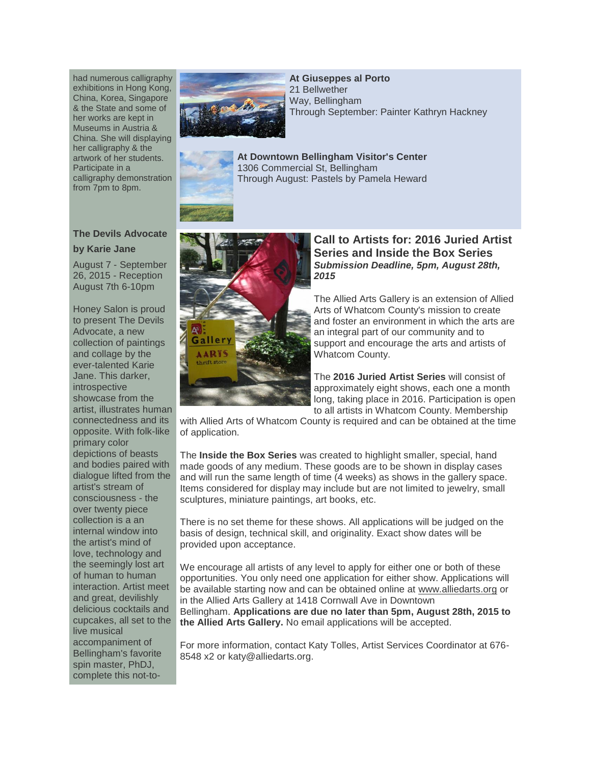had numerous calligraphy exhibitions in Hong Kong, China, Korea, Singapore & the State and some of her works are kept in Museums in Austria & China. She will displaying her calligraphy & the artwork of her students. Participate in a calligraphy demonstration from 7pm to 8pm.

**The Devils Advocate**

**by Karie Jane**

August 7 - September 26, 2015 - Reception August 7th 6-10pm

Honey Salon is proud to present The Devils Advocate, a new collection of paintings and collage by the ever-talented Karie Jane. This darker, introspective showcase from the artist, illustrates human connectedness and its opposite. With folk-like primary color depictions of beasts and bodies paired with dialogue lifted from the artist's stream of consciousness - the over twenty piece collection is a an internal window into the artist's mind of love, technology and the seemingly lost art of human to human interaction. Artist meet and great, devilishly delicious cocktails and cupcakes, all set to the live musical accompaniment of Bellingham's favorite spin master, PhDJ, complete this not-to-

**At Giuseppes al Porto**
21 Bellwether Way, Bellingham
Through September: Painter Kathryn Hackney

**At Downtown Bellingham Visitor's Center**
1306 Commercial St, Bellingham
Through August: Pastels by Pamela Heward

## Call to Artists for: 2016 Juried Artist Series and Inside the Box Series

***Submission Deadline, 5pm, August 28th, 2015***

The Allied Arts Gallery is an extension of Allied Arts of Whatcom County's mission to create and foster an environment in which the arts are an integral part of our community and to support and encourage the arts and artists of Whatcom County.

The **2016 Juried Artist Series** will consist of approximately eight shows, each one a month long, taking place in 2016. Participation is open to all artists in Whatcom County. Membership with Allied Arts of Whatcom County is required and can be obtained at the time of application.

The **Inside the Box Series** was created to highlight smaller, special, hand made goods of any medium. These goods are to be shown in display cases and will run the same length of time (4 weeks) as shows in the gallery space. Items considered for display may include but are not limited to jewelry, small sculptures, miniature paintings, art books, etc.

There is no set theme for these shows. All applications will be judged on the basis of design, technical skill, and originality. Exact show dates will be provided upon acceptance.

We encourage all artists of any level to apply for either one or both of these opportunities. You only need one application for either show. Applications will be available starting now and can be obtained online at www.alliedarts.org or in the Allied Arts Gallery at 1418 Cornwall Ave in Downtown Bellingham. **Applications are due no later than 5pm, August 28th, 2015 to the Allied Arts Gallery.** No email applications will be accepted.

For more information, contact Katy Tolles, Artist Services Coordinator at 676-8548 x2 or katy@alliedarts.org.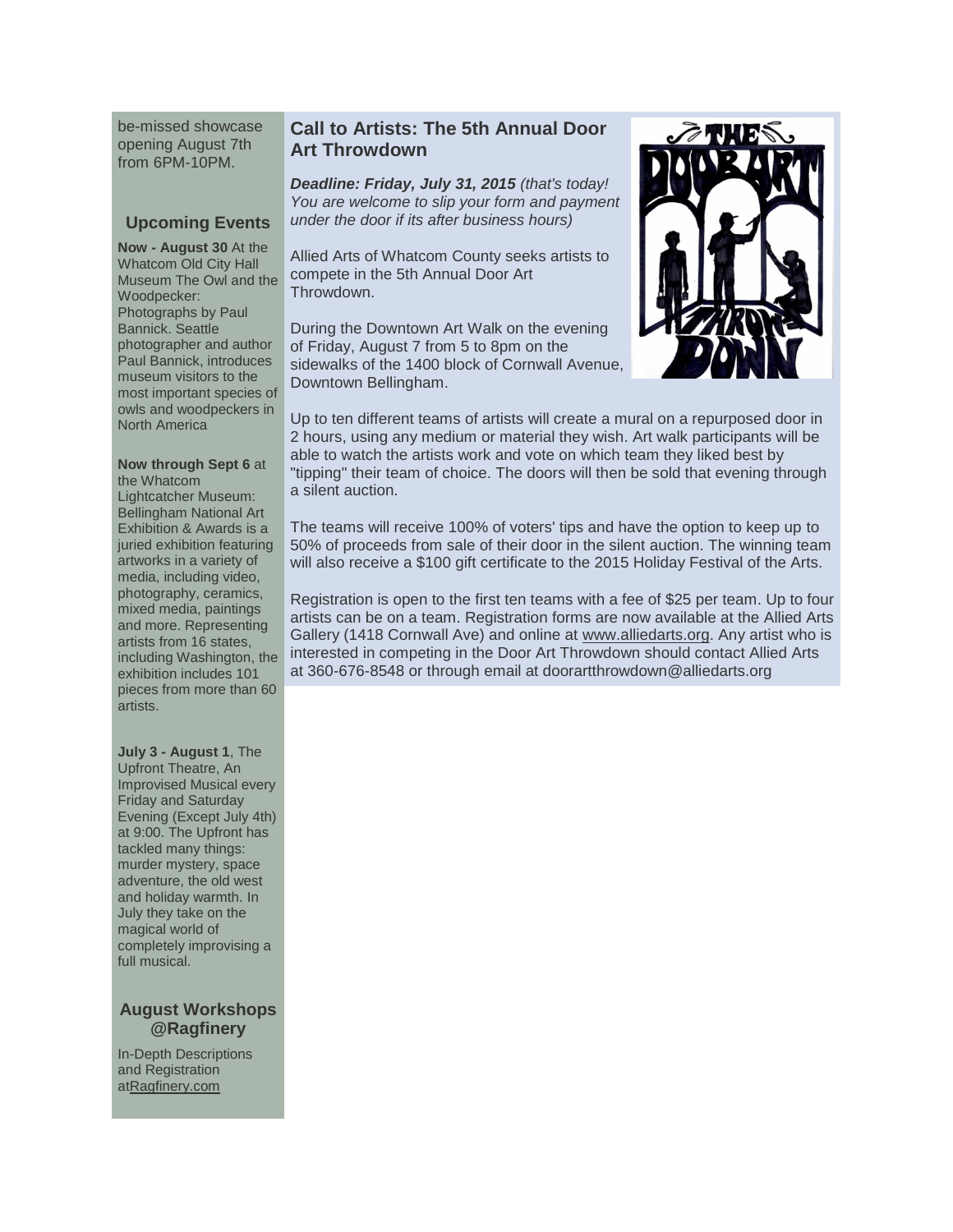be-missed showcase opening August 7th from 6PM-10PM.

## Upcoming Events

**Now - August 30** At the Whatcom Old City Hall Museum The Owl and the Woodpecker: Photographs by Paul Bannick. Seattle photographer and author Paul Bannick, introduces museum visitors to the most important species of owls and woodpeckers in North America

**Now through Sept 6** at the Whatcom Lightcatcher Museum: Bellingham National Art Exhibition & Awards is a juried exhibition featuring artworks in a variety of media, including video, photography, ceramics, mixed media, paintings and more. Representing artists from 16 states, including Washington, the exhibition includes 101 pieces from more than 60 artists.

**July 3 - August 1**, The Upfront Theatre, An Improvised Musical every Friday and Saturday Evening (Except July 4th) at 9:00. The Upfront has tackled many things: murder mystery, space adventure, the old west and holiday warmth. In July they take on the magical world of completely improvising a full musical.

## August Workshops @Ragfinery

In-Depth Descriptions and Registration atRagfinery.com

## Call to Artists: The 5th Annual Door Art Throwdown

***Deadline: Friday, July 31, 2015*** *(that's today! You are welcome to slip your form and payment under the door if its after business hours)*

Allied Arts of Whatcom County seeks artists to compete in the 5th Annual Door Art Throwdown.

During the Downtown Art Walk on the evening of Friday, August 7 from 5 to 8pm on the sidewalks of the 1400 block of Cornwall Avenue, Downtown Bellingham.

Up to ten different teams of artists will create a mural on a repurposed door in 2 hours, using any medium or material they wish. Art walk participants will be able to watch the artists work and vote on which team they liked best by "tipping" their team of choice. The doors will then be sold that evening through a silent auction.

The teams will receive 100% of voters' tips and have the option to keep up to 50% of proceeds from sale of their door in the silent auction. The winning team will also receive a $100 gift certificate to the 2015 Holiday Festival of the Arts.

Registration is open to the first ten teams with a fee of $25 per team. Up to four artists can be on a team. Registration forms are now available at the Allied Arts Gallery (1418 Cornwall Ave) and online at www.alliedarts.org. Any artist who is interested in competing in the Door Art Throwdown should contact Allied Arts at 360-676-8548 or through email at doorartthrowdown@alliedarts.org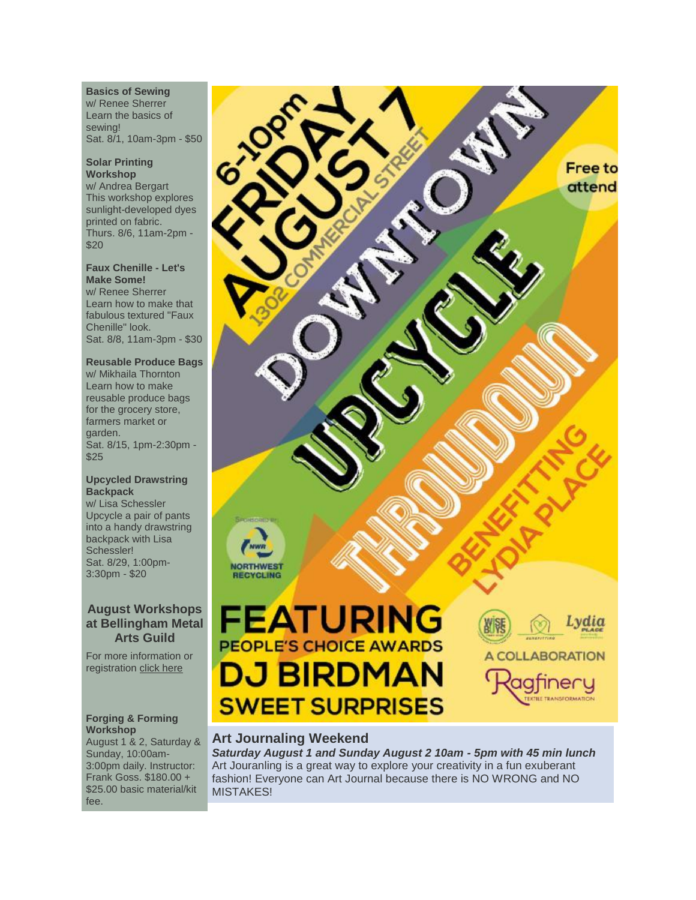**Basics of Sewing**
w/ Renee Sherrer
Learn the basics of sewing!
Sat. 8/1, 10am-3pm - $50

**Solar Printing Workshop**
w/ Andrea Bergart
This workshop explores sunlight-developed dyes printed on fabric.
Thurs. 8/6, 11am-2pm - $20

**Faux Chenille - Let's Make Some!**
w/ Renee Sherrer
Learn how to make that fabulous textured "Faux Chenille" look.
Sat. 8/8, 11am-3pm - $30

**Reusable Produce Bags**
w/ Mikhaila Thornton
Learn how to make reusable produce bags for the grocery store, farmers market or garden.
Sat. 8/15, 1pm-2:30pm - $25

**Upcycled Drawstring Backpack**
w/ Lisa Schessler
Upcycle a pair of pants into a handy drawstring backpack with Lisa Schessler!
Sat. 8/29, 1:00pm-3:30pm - $20

## August Workshops at Bellingham Metal Arts Guild

For more information or registration [click here]()

**Forging & Forming Workshop**
August 1 & 2, Saturday & Sunday, 10:00am-3:00pm daily. Instructor: Frank Goss. $180.00 + $25.00 basic material/kit fee.

6-10pm FRIDAY AUGUST 7
1302 COMMERCIAL STREET

DOWNTOWN UPCYCLE THROWDOWN

BENEFITTING LYDIA PLACE

Free to attend

Sponsored by: NWR NORTHWEST RECYCLING

FEATURING
PEOPLE'S CHOICE AWARDS
DJ BIRDMAN
SWEET SURPRISES

WISE BUYS · Lydia Place
A COLLABORATION
Ragfinery TEXTILE TRANSFORMATION

## Art Journaling Weekend

***Saturday August 1 and Sunday August 2 10am - 5pm with 45 min lunch***
Art Jouranling is a great way to explore your creativity in a fun exuberant fashion! Everyone can Art Journal because there is NO WRONG and NO MISTAKES!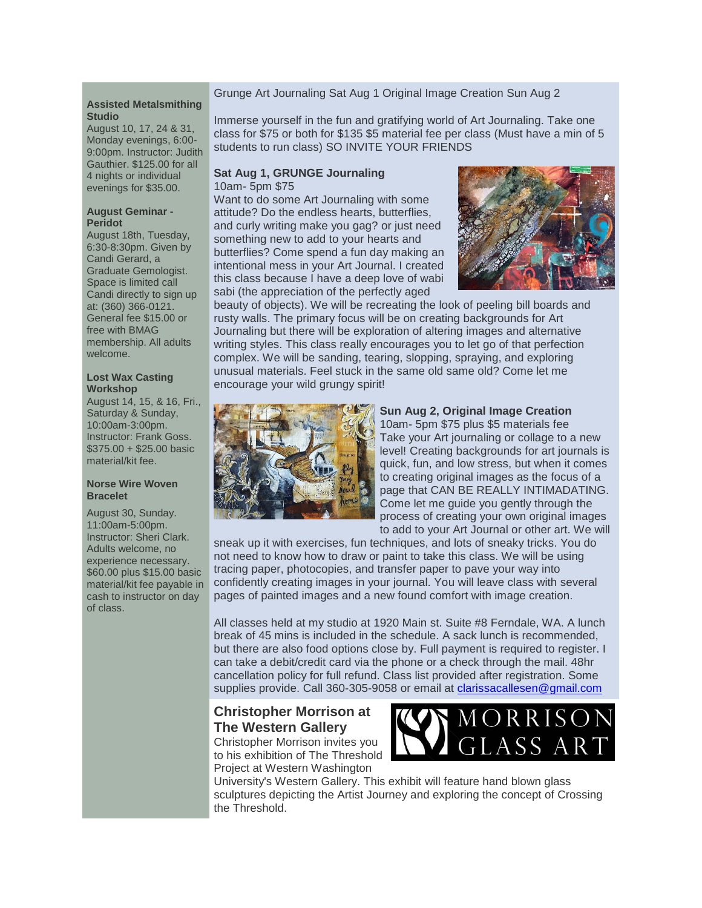**Assisted Metalsmithing Studio**
August 10, 17, 24 & 31, Monday evenings, 6:00-9:00pm. Instructor: Judith Gauthier. $125.00 for all 4 nights or individual evenings for $35.00.

**August Geminar - Peridot**
August 18th, Tuesday, 6:30-8:30pm. Given by Candi Gerard, a Graduate Gemologist. Space is limited call Candi directly to sign up at: (360) 366-0121. General fee $15.00 or free with BMAG membership. All adults welcome.

**Lost Wax Casting Workshop**
August 14, 15, & 16, Fri., Saturday & Sunday, 10:00am-3:00pm. Instructor: Frank Goss. $375.00 + $25.00 basic material/kit fee.

**Norse Wire Woven Bracelet**
August 30, Sunday. 11:00am-5:00pm. Instructor: Sheri Clark. Adults welcome, no experience necessary. $60.00 plus $15.00 basic material/kit fee payable in cash to instructor on day of class.

Grunge Art Journaling Sat Aug 1 Original Image Creation Sun Aug 2

Immerse yourself in the fun and gratifying world of Art Journaling. Take one class for $75 or both for $135 $5 material fee per class (Must have a min of 5 students to run class) SO INVITE YOUR FRIENDS

**Sat Aug 1, GRUNGE Journaling**
10am- 5pm $75
Want to do some Art Journaling with some attitude? Do the endless hearts, butterflies, and curly writing make you gag? or just need something new to add to your hearts and butterflies? Come spend a fun day making an intentional mess in your Art Journal. I created this class because I have a deep love of wabi sabi (the appreciation of the perfectly aged beauty of objects). We will be recreating the look of peeling bill boards and rusty walls. The primary focus will be on creating backgrounds for Art Journaling but there will be exploration of altering images and alternative writing styles. This class really encourages you to let go of that perfection complex. We will be sanding, tearing, slopping, spraying, and exploring unusual materials. Feel stuck in the same old same old? Come let me encourage your wild grungy spirit!

**Sun Aug 2, Original Image Creation**
10am- 5pm $75 plus $5 materials fee
Take your Art journaling or collage to a new level! Creating backgrounds for art journals is quick, fun, and low stress, but when it comes to creating original images as the focus of a page that CAN BE REALLY INTIMADATING. Come let me guide you gently through the process of creating your own original images to add to your Art Journal or other art. We will sneak up it with exercises, fun techniques, and lots of sneaky tricks. You do not need to know how to draw or paint to take this class. We will be using tracing paper, photocopies, and transfer paper to pave your way into confidently creating images in your journal. You will leave class with several pages of painted images and a new found comfort with image creation.

All classes held at my studio at 1920 Main st. Suite #8 Ferndale, WA. A lunch break of 45 mins is included in the schedule. A sack lunch is recommended, but there are also food options close by. Full payment is required to register. I can take a debit/credit card via the phone or a check through the mail. 48hr cancellation policy for full refund. Class list provided after registration. Some supplies provide. Call 360-305-9058 or email at clarissacallesen@gmail.com

## Christopher Morrison at The Western Gallery

MORRISON GLASS ART

Christopher Morrison invites you to his exhibition of The Threshold Project at Western Washington University's Western Gallery. This exhibit will feature hand blown glass sculptures depicting the Artist Journey and exploring the concept of Crossing the Threshold.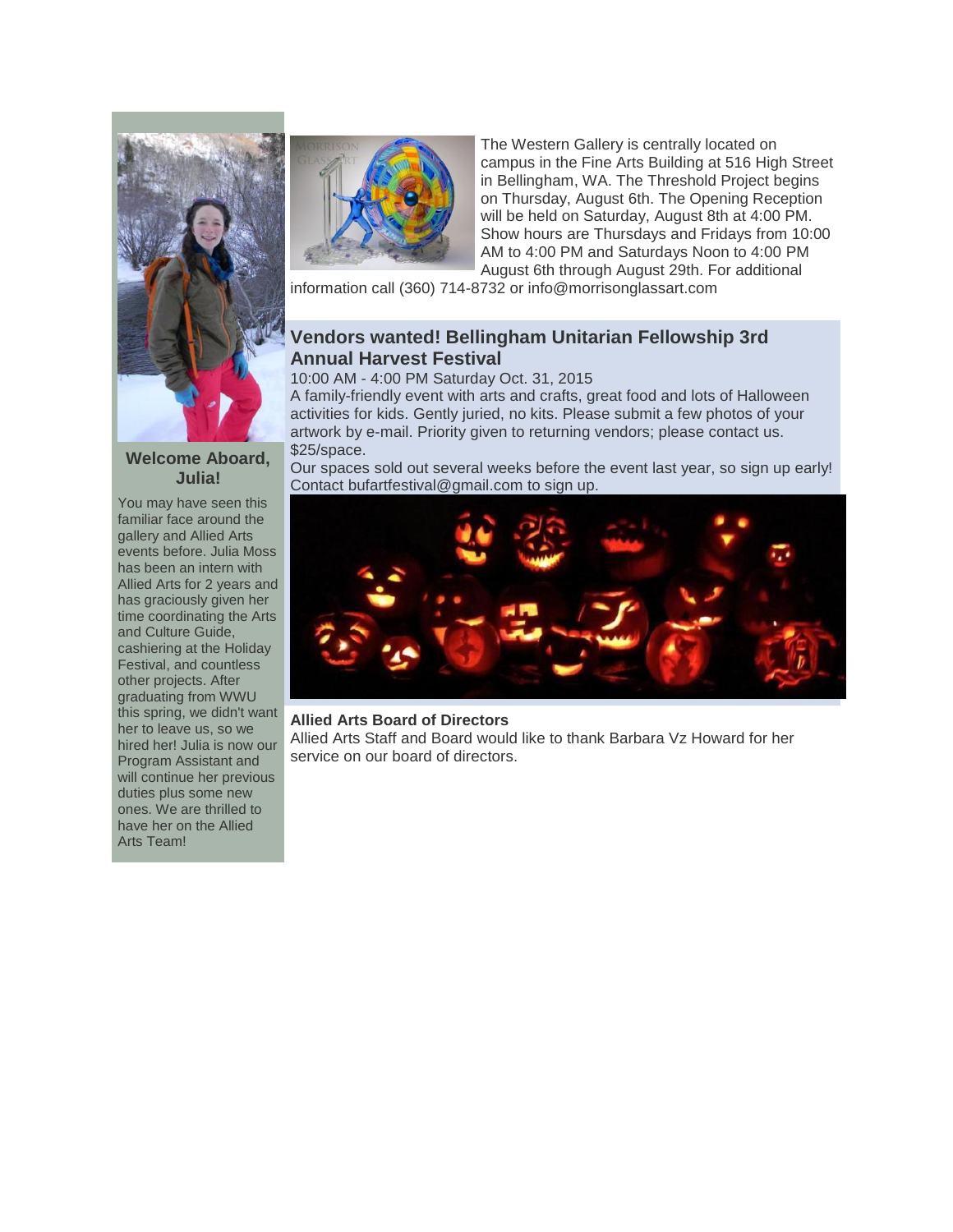The Western Gallery is centrally located on campus in the Fine Arts Building at 516 High Street in Bellingham, WA. The Threshold Project begins on Thursday, August 6th. The Opening Reception will be held on Saturday, August 8th at 4:00 PM. Show hours are Thursdays and Fridays from 10:00 AM to 4:00 PM and Saturdays Noon to 4:00 PM August 6th through August 29th. For additional information call (360) 714-8732 or info@morrisonglassart.com

## Vendors wanted! Bellingham Unitarian Fellowship 3rd Annual Harvest Festival

10:00 AM - 4:00 PM Saturday Oct. 31, 2015

A family-friendly event with arts and crafts, great food and lots of Halloween activities for kids. Gently juried, no kits. Please submit a few photos of your artwork by e-mail. Priority given to returning vendors; please contact us. $25/space.

Our spaces sold out several weeks before the event last year, so sign up early! Contact bufartfestival@gmail.com to sign up.

**Allied Arts Board of Directors**

Allied Arts Staff and Board would like to thank Barbara Vz Howard for her service on our board of directors.

### Welcome Aboard, Julia!

You may have seen this familiar face around the gallery and Allied Arts events before. Julia Moss has been an intern with Allied Arts for 2 years and has graciously given her time coordinating the Arts and Culture Guide, cashiering at the Holiday Festival, and countless other projects. After graduating from WWU this spring, we didn't want her to leave us, so we hired her! Julia is now our Program Assistant and will continue her previous duties plus some new ones. We are thrilled to have her on the Allied Arts Team!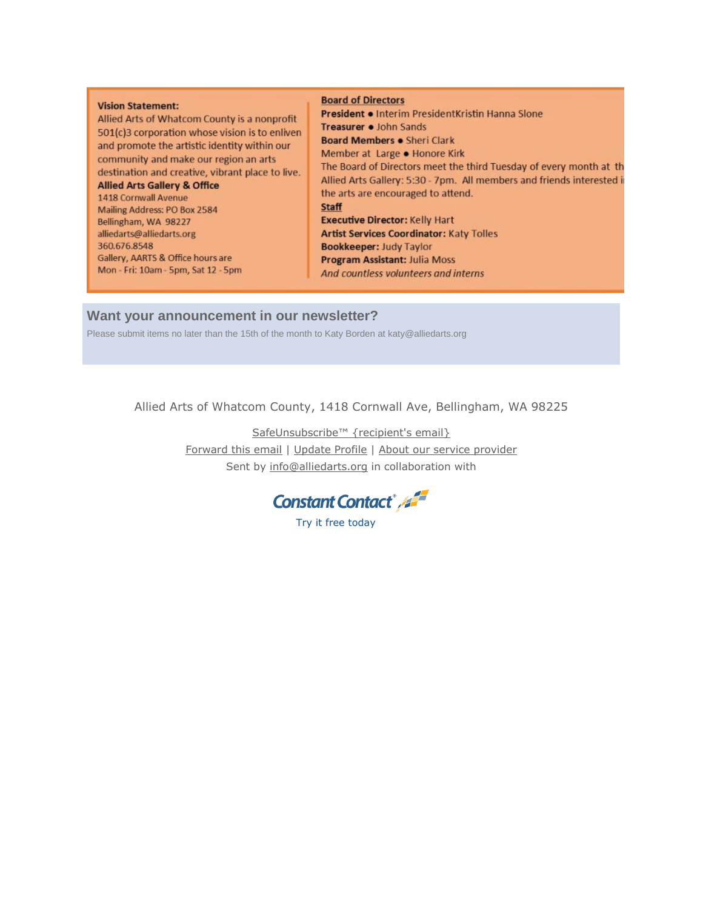**Vision Statement:**
Allied Arts of Whatcom County is a nonprofit 501(c)3 corporation whose vision is to enliven and promote the artistic identity within our community and make our region an arts destination and creative, vibrant place to live.

**Allied Arts Gallery & Office**
1418 Cornwall Avenue
Mailing Address: PO Box 2584
Bellingham, WA 98227
alliedarts@alliedarts.org
360.676.8548
Gallery, AARTS & Office hours are
Mon - Fri: 10am - 5pm, Sat 12 - 5pm

**Board of Directors**
**President** ● Interim PresidentKristin Hanna Slone
**Treasurer** ● John Sands
**Board Members** ● Sheri Clark
Member at Large ● Honore Kirk
The Board of Directors meet the third Tuesday of every month at th Allied Arts Gallery: 5:30 - 7pm. All members and friends interested i the arts are encouraged to attend.

**Staff**
**Executive Director:** Kelly Hart
**Artist Services Coordinator:** Katy Tolles
**Bookkeeper:** Judy Taylor
**Program Assistant:** Julia Moss
*And countless volunteers and interns*

## Want your announcement in our newsletter?

Please submit items no later than the 15th of the month to Katy Borden at katy@alliedarts.org

Allied Arts of Whatcom County, 1418 Cornwall Ave, Bellingham, WA 98225

SafeUnsubscribe™ {recipient's email}
Forward this email | Update Profile | About our service provider
Sent by info@alliedarts.org in collaboration with

Constant Contact
Try it free today